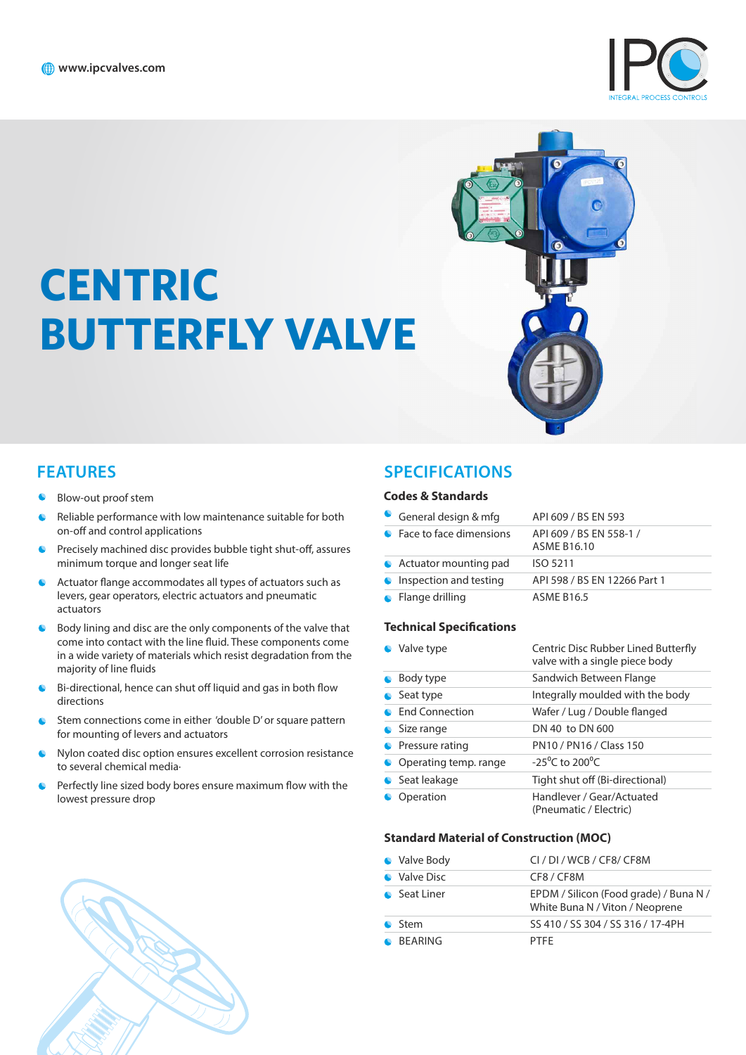www.ipcvalves.com

IPC INTEGRAL PROCESS CONTROLS

# CENTRIC BUTTERFLY VALVE

## FEATURES

- Blow-out proof stem
- Reliable performance with low maintenance suitable for both on-off and control applications
- Precisely machined disc provides bubble tight shut-off, assures minimum torque and longer seat life
- Actuator flange accommodates all types of actuators such as levers, gear operators, electric actuators and pneumatic actuators
- Body lining and disc are the only components of the valve that come into contact with the line fluid. These components come in a wide variety of materials which resist degradation from the majority of line fluids
- Bi-directional, hence can shut off liquid and gas in both flow directions
- Stem connections come in either 'double D' or square pattern for mounting of levers and actuators
- Nylon coated disc option ensures excellent corrosion resistance to several chemical media·
- Perfectly line sized body bores ensure maximum flow with the lowest pressure drop

## SPECIFICATIONS

### Codes & Standards

| | |
|---|---|
| General design & mfg | API 609 / BS EN 593 |
| Face to face dimensions | API 609 / BS EN 558-1 / ASME B16.10 |
| Actuator mounting pad | ISO 5211 |
| Inspection and testing | API 598 / BS EN 12266 Part 1 |
| Flange drilling | ASME B16.5 |

### Technical Specifications

| | |
|---|---|
| Valve type | Centric Disc Rubber Lined Butterfly valve with a single piece body |
| Body type | Sandwich Between Flange |
| Seat type | Integrally moulded with the body |
| End Connection | Wafer / Lug / Double flanged |
| Size range | DN 40 to DN 600 |
| Pressure rating | PN10 / PN16 / Class 150 |
| Operating temp. range | -25°C to 200°C |
| Seat leakage | Tight shut off (Bi-directional) |
| Operation | Handlever / Gear/Actuated (Pneumatic / Electric) |

### Standard Material of Construction (MOC)

| | |
|---|---|
| Valve Body | CI / DI / WCB / CF8/ CF8M |
| Valve Disc | CF8 / CF8M |
| Seat Liner | EPDM / Silicon (Food grade) / Buna N / White Buna N / Viton / Neoprene |
| Stem | SS 410 / SS 304 / SS 316 / 17-4PH |
| BEARING | PTFE |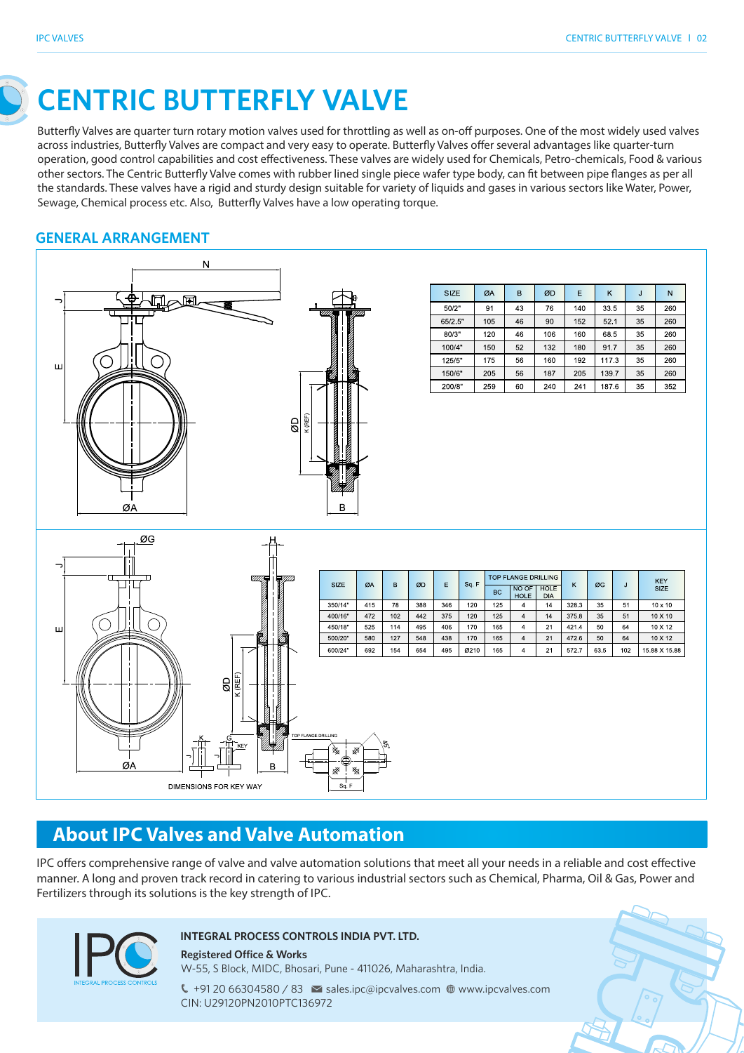# CENTRIC BUTTERFLY VALVE

Butterfly Valves are quarter turn rotary motion valves used for throttling as well as on-off purposes. One of the most widely used valves across industries, Butterfly Valves are compact and very easy to operate. Butterfly Valves offer several advantages like quarter-turn operation, good control capabilities and cost effectiveness. These valves are widely used for Chemicals, Petro-chemicals, Food & various other sectors. The Centric Butterfly Valve comes with rubber lined single piece wafer type body, can fit between pipe flanges as per all the standards. These valves have a rigid and sturdy design suitable for variety of liquids and gases in various sectors like Water, Power, Sewage, Chemical process etc. Also, Butterfly Valves have a low operating torque.

## GENERAL ARRANGEMENT

N
J
E
ØD
K (REF)
ØA
B

| SIZE | ØA | B | ØD | E | K | J | N |
|---|---|---|---|---|---|---|---|
| 50/2" | 91 | 43 | 76 | 140 | 33.5 | 35 | 260 |
| 65/2.5" | 105 | 46 | 90 | 152 | 52.1 | 35 | 260 |
| 80/3" | 120 | 46 | 106 | 160 | 68.5 | 35 | 260 |
| 100/4" | 150 | 52 | 132 | 180 | 91.7 | 35 | 260 |
| 125/5" | 175 | 56 | 160 | 192 | 117.3 | 35 | 260 |
| 150/6" | 205 | 56 | 187 | 205 | 139.7 | 35 | 260 |
| 200/8" | 259 | 60 | 240 | 241 | 187.6 | 35 | 352 |

ØG
H
J
E
ØD
K (REF)
ØA
B
K
G
KEY
J
DIMENSIONS FOR KEY WAY
TOP FLANGE DRILLING
45°
Sq. F

| SIZE | ØA | B | ØD | E | Sq. F | TOP FLANGE DRILLING | | | K | ØG | J | KEY SIZE |
|---|---|---|---|---|---|---|---|---|---|---|---|---|
| | | | | | | BC | NO OF HOLE | HOLE DIA | | | | |
| 350/14" | 415 | 78 | 388 | 346 | 120 | 125 | 4 | 14 | 328.3 | 35 | 51 | 10 x 10 |
| 400/16" | 472 | 102 | 442 | 375 | 120 | 125 | 4 | 14 | 375.8 | 35 | 51 | 10 X 10 |
| 450/18" | 525 | 114 | 495 | 406 | 170 | 165 | 4 | 21 | 421.4 | 50 | 64 | 10 X 12 |
| 500/20" | 580 | 127 | 548 | 438 | 170 | 165 | 4 | 21 | 472.6 | 50 | 64 | 10 X 12 |
| 600/24" | 692 | 154 | 654 | 495 | Ø210 | 165 | 4 | 21 | 572.7 | 63.5 | 102 | 15.88 X 15.88 |

## About IPC Valves and Valve Automation

IPC offers comprehensive range of valve and valve automation solutions that meet all your needs in a reliable and cost effective manner. A long and proven track record in catering to various industrial sectors such as Chemical, Pharma, Oil & Gas, Power and Fertilizers through its solutions is the key strength of IPC.

IPC INTEGRAL PROCESS CONTROLS

**INTEGRAL PROCESS CONTROLS INDIA PVT. LTD.**

**Registered Office & Works**
W-55, S Block, MIDC, Bhosari, Pune - 411026, Maharashtra, India.

+91 20 66304580 / 83 sales.ipc@ipcvalves.com www.ipcvalves.com
CIN: U29120PN2010PTC136972